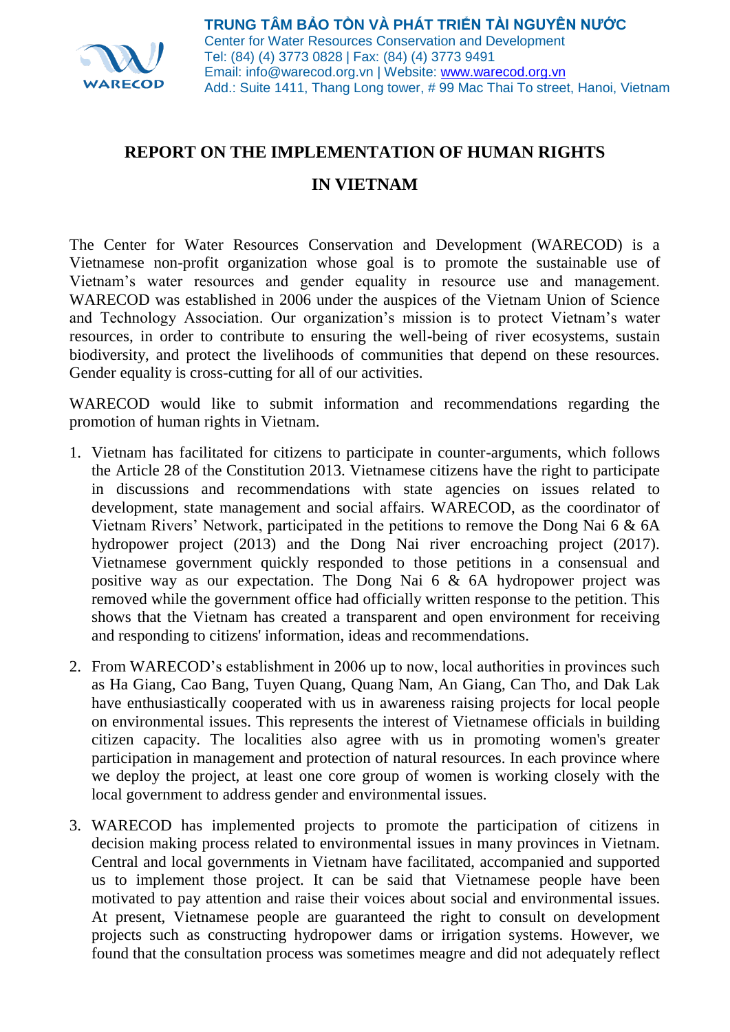**TRUNG TÂM BẢO TỒN VÀ PHÁT TRIỂN TÀI NGUYÊN NƯỚC**
Center for Water Resources Conservation and Development
Tel: (84) (4) 3773 0828 | Fax: (84) (4) 3773 9491
Email: info@warecod.org.vn | Website: www.warecod.org.vn
Add.: Suite 1411, Thang Long tower, # 99 Mac Thai To street, Hanoi, Vietnam

# REPORT ON THE IMPLEMENTATION OF HUMAN RIGHTS IN VIETNAM

The Center for Water Resources Conservation and Development (WARECOD) is a Vietnamese non-profit organization whose goal is to promote the sustainable use of Vietnam's water resources and gender equality in resource use and management. WARECOD was established in 2006 under the auspices of the Vietnam Union of Science and Technology Association. Our organization's mission is to protect Vietnam's water resources, in order to contribute to ensuring the well-being of river ecosystems, sustain biodiversity, and protect the livelihoods of communities that depend on these resources. Gender equality is cross-cutting for all of our activities.

WARECOD would like to submit information and recommendations regarding the promotion of human rights in Vietnam.

1. Vietnam has facilitated for citizens to participate in counter-arguments, which follows the Article 28 of the Constitution 2013. Vietnamese citizens have the right to participate in discussions and recommendations with state agencies on issues related to development, state management and social affairs. WARECOD, as the coordinator of Vietnam Rivers' Network, participated in the petitions to remove the Dong Nai 6 & 6A hydropower project (2013) and the Dong Nai river encroaching project (2017). Vietnamese government quickly responded to those petitions in a consensual and positive way as our expectation. The Dong Nai 6 & 6A hydropower project was removed while the government office had officially written response to the petition. This shows that the Vietnam has created a transparent and open environment for receiving and responding to citizens' information, ideas and recommendations.

2. From WARECOD's establishment in 2006 up to now, local authorities in provinces such as Ha Giang, Cao Bang, Tuyen Quang, Quang Nam, An Giang, Can Tho, and Dak Lak have enthusiastically cooperated with us in awareness raising projects for local people on environmental issues. This represents the interest of Vietnamese officials in building citizen capacity. The localities also agree with us in promoting women's greater participation in management and protection of natural resources. In each province where we deploy the project, at least one core group of women is working closely with the local government to address gender and environmental issues.

3. WARECOD has implemented projects to promote the participation of citizens in decision making process related to environmental issues in many provinces in Vietnam. Central and local governments in Vietnam have facilitated, accompanied and supported us to implement those project. It can be said that Vietnamese people have been motivated to pay attention and raise their voices about social and environmental issues. At present, Vietnamese people are guaranteed the right to consult on development projects such as constructing hydropower dams or irrigation systems. However, we found that the consultation process was sometimes meagre and did not adequately reflect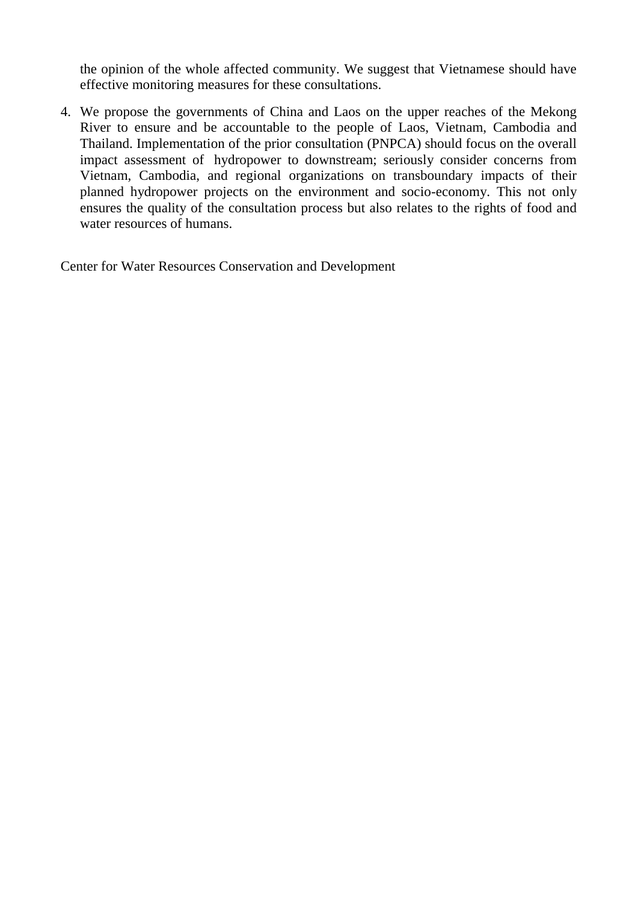the opinion of the whole affected community. We suggest that Vietnamese should have effective monitoring measures for these consultations.

4. We propose the governments of China and Laos on the upper reaches of the Mekong River to ensure and be accountable to the people of Laos, Vietnam, Cambodia and Thailand. Implementation of the prior consultation (PNPCA) should focus on the overall impact assessment of hydropower to downstream; seriously consider concerns from Vietnam, Cambodia, and regional organizations on transboundary impacts of their planned hydropower projects on the environment and socio-economy. This not only ensures the quality of the consultation process but also relates to the rights of food and water resources of humans.

Center for Water Resources Conservation and Development